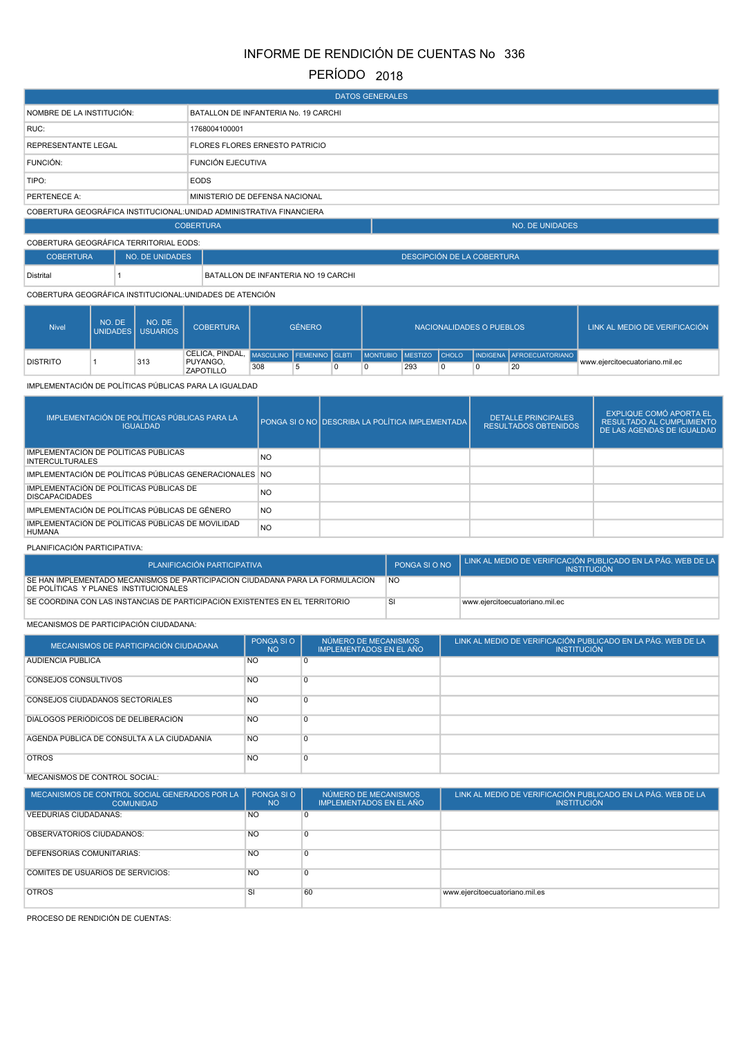# INFORME DE RENDICIÓN DE CUENTAS No 336

## PERÍODO 2018

| DATOS GENERALES | |
|---|---|
| NOMBRE DE LA INSTITUCIÓN: | BATALLON DE INFANTERIA No. 19 CARCHI |
| RUC: | 1768004100001 |
| REPRESENTANTE LEGAL | FLORES FLORES ERNESTO PATRICIO |
| FUNCIÓN: | FUNCIÓN EJECUTIVA |
| TIPO: | EODS |
| PERTENECE A: | MINISTERIO DE DEFENSA NACIONAL |

COBERTURA GEOGRÁFICA INSTITUCIONAL:UNIDAD ADMINISTRATIVA FINANCIERA

| COBERTURA | NO. DE UNIDADES |
|---|---|

COBERTURA GEOGRÁFICA TERRITORIAL EODS:

| COBERTURA | NO. DE UNIDADES | DESCRIPCIÓN DE LA COBERTURA |
|---|---|---|
| Distrital | 1 | BATALLON DE INFANTERIA NO 19 CARCHI |

COBERTURA GEOGRÁFICA INSTITUCIONAL:UNIDADES DE ATENCIÓN

| Nivel | NO. DE UNIDADES | NO. DE USUARIOS | COBERTURA | GÉNERO | | | NACIONALIDADES O PUEBLOS | | | | | LINK AL MEDIO DE VERIFICACIÓN |
|---|---|---|---|---|---|---|---|---|---|---|---|---|
| | | | | MASCULINO | FEMENINO | GLBTI | MONTUBIO | MESTIZO | CHOLO | INDIGENA | AFROECUATORIANO | |
| DISTRITO | 1 | 313 | CELICA, PINDAL, PUYANGO, ZAPOTILLO | 308 | 5 | 0 | 0 | 293 | 0 | 0 | 20 | www.ejercitoecuatoriano.mil.ec |

IMPLEMENTACIÓN DE POLÍTICAS PÚBLICAS PARA LA IGUALDAD

| IMPLEMENTACIÓN DE POLÍTICAS PÚBLICAS PARA LA IGUALDAD | PONGA SI O NO | DESCRIBA LA POLÍTICA IMPLEMENTADA | DETALLE PRINCIPALES RESULTADOS OBTENIDOS | EXPLIQUE CÓMO APORTA EL RESULTADO AL CUMPLIMIENTO DE LAS AGENDAS DE IGUALDAD |
|---|---|---|---|---|
| IMPLEMENTACIÓN DE POLÍTICAS PÚBLICAS INTERCULTURALES | NO | | | |
| IMPLEMENTACIÓN DE POLÍTICAS PÚBLICAS GENERACIONALES | NO | | | |
| IMPLEMENTACIÓN DE POLÍTICAS PÚBLICAS DE DISCAPACIDADES | NO | | | |
| IMPLEMENTACIÓN DE POLÍTICAS PÚBLICAS DE GÉNERO | NO | | | |
| IMPLEMENTACIÓN DE POLÍTICAS PÚBLICAS DE MOVILIDAD HUMANA | NO | | | |

PLANIFICACIÓN PARTICIPATIVA:

| PLANIFICACIÓN PARTICIPATIVA | PONGA SI O NO | LINK AL MEDIO DE VERIFICACIÓN PUBLICADO EN LA PÁG. WEB DE LA INSTITUCIÓN |
|---|---|---|
| SE HAN IMPLEMENTADO MECANISMOS DE PARTICIPACIÓN CIUDADANA PARA LA FORMULACIÓN DE POLÍTICAS Y PLANES INSTITUCIONALES | NO | |
| SE COORDINA CON LAS INSTANCIAS DE PARTICIPACIÓN EXISTENTES EN EL TERRITORIO | SI | www.ejercitoecuatoriano.mil.ec |

MECANISMOS DE PARTICIPACIÓN CIUDADANA:

| MECANISMOS DE PARTICIPACIÓN CIUDADANA | PONGA SI O NO | NÚMERO DE MECANISMOS IMPLEMENTADOS EN EL AÑO | LINK AL MEDIO DE VERIFICACIÓN PUBLICADO EN LA PÁG. WEB DE LA INSTITUCIÓN |
|---|---|---|---|
| AUDIENCIA PUBLICA | NO | 0 | |
| CONSEJOS CONSULTIVOS | NO | 0 | |
| CONSEJOS CIUDADANOS SECTORIALES | NO | 0 | |
| DIÁLOGOS PERIÓDICOS DE DELIBERACIÓN | NO | 0 | |
| AGENDA PÚBLICA DE CONSULTA A LA CIUDADANÍA | NO | 0 | |
| OTROS | NO | 0 | |

MECANISMOS DE CONTROL SOCIAL:

| MECANISMOS DE CONTROL SOCIAL GENERADOS POR LA COMUNIDAD | PONGA SI O NO | NÚMERO DE MECANISMOS IMPLEMENTADOS EN EL AÑO | LINK AL MEDIO DE VERIFICACIÓN PUBLICADO EN LA PÁG. WEB DE LA INSTITUCIÓN |
|---|---|---|---|
| VEEDURIAS CIUDADANAS: | NO | 0 | |
| OBSERVATORIOS CIUDADANOS: | NO | 0 | |
| DEFENSORIAS COMUNITARIAS: | NO | 0 | |
| COMITÉS DE USUARIOS DE SERVICIOS: | NO | 0 | |
| OTROS | SI | 60 | www.ejercitoecuatoriano.mil.es |

PROCESO DE RENDICIÓN DE CUENTAS: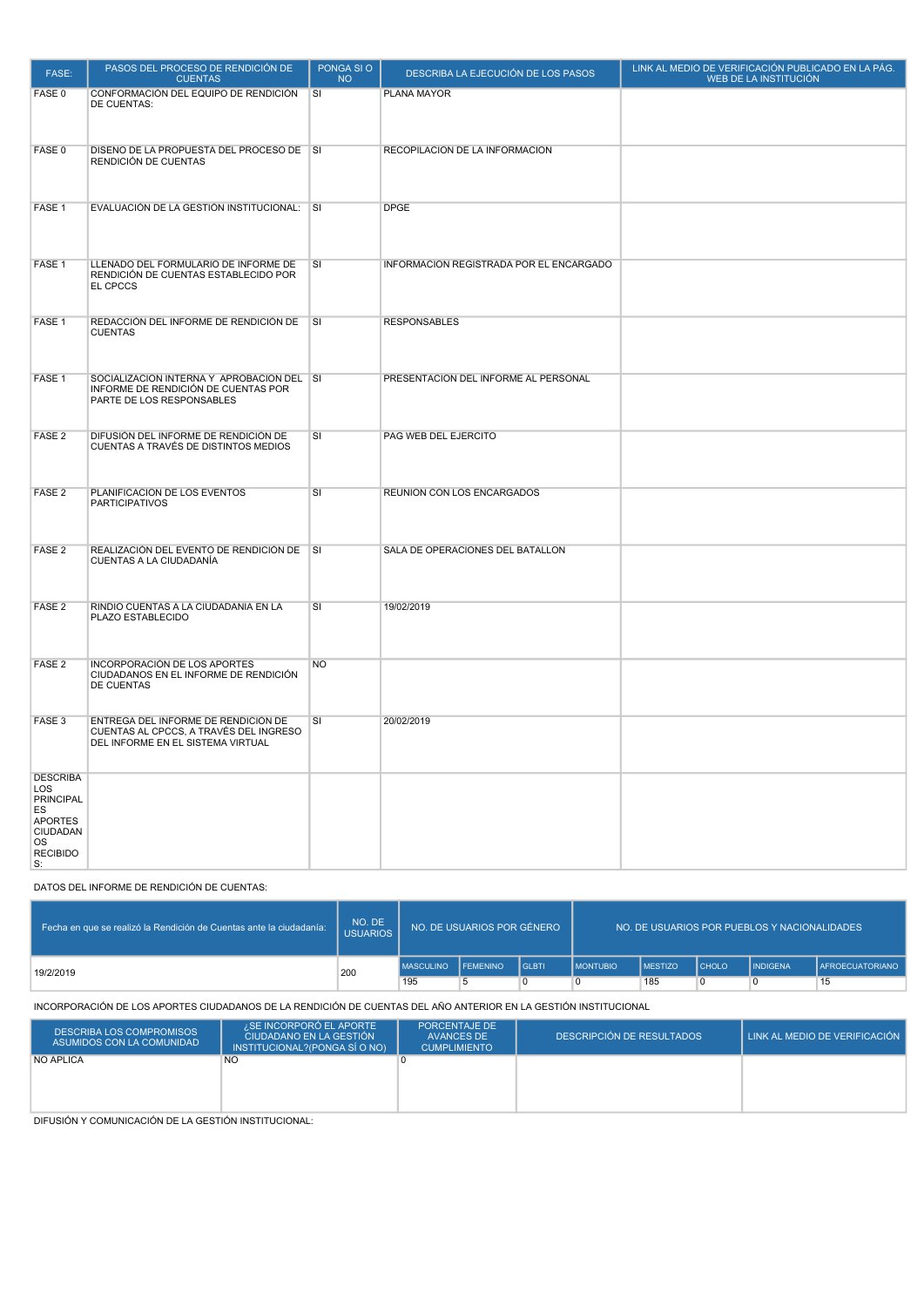| FASE: | PASOS DEL PROCESO DE RENDICIÓN DE CUENTAS | PONGA SI O NO | DESCRIBA LA EJECUCIÓN DE LOS PASOS | LINK AL MEDIO DE VERIFICACIÓN PUBLICADO EN LA PÁG. WEB DE LA INSTITUCIÓN |
|---|---|---|---|---|
| FASE 0 | CONFORMACIÓN DEL EQUIPO DE RENDICIÓN DE CUENTAS: | SI | PLANA MAYOR | |
| FASE 0 | DISEÑO DE LA PROPUESTA DEL PROCESO DE RENDICIÓN DE CUENTAS | SI | RECOPILACION DE LA INFORMACION | |
| FASE 1 | EVALUACIÓN DE LA GESTIÓN INSTITUCIONAL: | SI | DPGE | |
| FASE 1 | LLENADO DEL FORMULARIO DE INFORME DE RENDICIÓN DE CUENTAS ESTABLECIDO POR EL CPCCS | SI | INFORMACION REGISTRADA POR EL ENCARGADO | |
| FASE 1 | REDACCIÓN DEL INFORME DE RENDICIÓN DE CUENTAS | SI | RESPONSABLES | |
| FASE 1 | SOCIALIZACIÓN INTERNA Y APROBACIÓN DEL INFORME DE RENDICIÓN DE CUENTAS POR PARTE DE LOS RESPONSABLES | SI | PRESENTACION DEL INFORME AL PERSONAL | |
| FASE 2 | DIFUSIÓN DEL INFORME DE RENDICIÓN DE CUENTAS A TRAVÉS DE DISTINTOS MEDIOS | SI | PAG WEB DEL EJERCITO | |
| FASE 2 | PLANIFICACIÓN DE LOS EVENTOS PARTICIPATIVOS | SI | REUNION CON LOS ENCARGADOS | |
| FASE 2 | REALIZACIÓN DEL EVENTO DE RENDICIÓN DE CUENTAS A LA CIUDADANÍA | SI | SALA DE OPERACIONES DEL BATALLON | |
| FASE 2 | RINDIÓ CUENTAS A LA CIUDADANÍA EN LA PLAZO ESTABLECIDO | SI | 19/02/2019 | |
| FASE 2 | INCORPORACIÓN DE LOS APORTES CIUDADANOS EN EL INFORME DE RENDICIÓN DE CUENTAS | NO | | |
| FASE 3 | ENTREGA DEL INFORME DE RENDICIÓN DE CUENTAS AL CPCCS, A TRAVÉS DEL INGRESO DEL INFORME EN EL SISTEMA VIRTUAL | SI | 20/02/2019 | |
| DESCRIBA LOS PRINCIPALES APORTES CIUDADANOS RECIBIDOS: | | | | |

DATOS DEL INFORME DE RENDICIÓN DE CUENTAS:

| Fecha en que se realizó la Rendición de Cuentas ante la ciudadanía: | NO. DE USUARIOS | NO. DE USUARIOS POR GÉNERO | | | NO. DE USUARIOS POR PUEBLOS Y NACIONALIDADES | | | | |
|---|---|---|---|---|---|---|---|---|---|
| | | MASCULINO | FEMENINO | GLBTI | MONTUBIO | MESTIZO | CHOLO | INDIGENA | AFROECUATORIANO |
| 19/2/2019 | 200 | 195 | 5 | 0 | 0 | 185 | 0 | 0 | 15 |

INCORPORACIÓN DE LOS APORTES CIUDADANOS DE LA RENDICIÓN DE CUENTAS DEL AÑO ANTERIOR EN LA GESTIÓN INSTITUCIONAL

| DESCRIBA LOS COMPROMISOS ASUMIDOS CON LA COMUNIDAD | ¿SE INCORPORÓ EL APORTE CIUDADANO EN LA GESTIÓN INSTITUCIONAL?(PONGA SÍ O NO) | PORCENTAJE DE AVANCES DE CUMPLIMIENTO | DESCRIPCIÓN DE RESULTADOS | LINK AL MEDIO DE VERIFICACIÓN |
|---|---|---|---|---|
| NO APLICA | NO | 0 | | |

DIFUSIÓN Y COMUNICACIÓN DE LA GESTIÓN INSTITUCIONAL: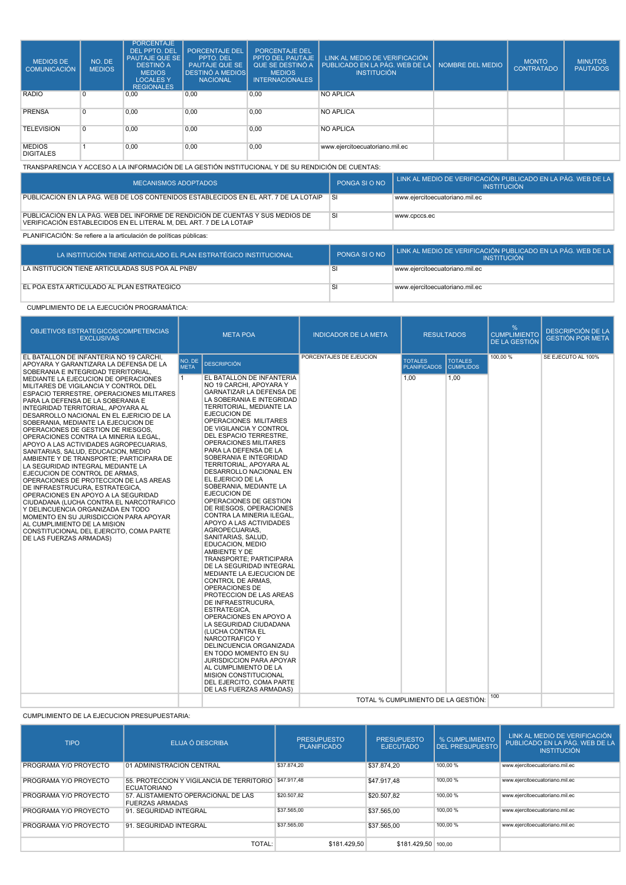| MEDIOS DE COMUNICACIÓN | NO. DE MEDIOS | PORCENTAJE DEL PPTO. DEL PAUTAJE QUE SE DESTINÓ A MEDIOS LOCALES Y REGIONALES | PORCENTAJE DEL PPTO. DEL PAUTAJE QUE SE DESTINÓ A MEDIOS NACIONAL | PORCENTAJE DEL PPTO DEL PAUTAJE QUE SE DESTINÓ A MEDIOS INTERNACIONALES | LINK AL MEDIO DE VERIFICACIÓN PUBLICADO EN LA PÁG. WEB DE LA INSTITUCIÓN | NOMBRE DEL MEDIO | MONTO CONTRATADO | MINUTOS PAUTADOS |
|---|---|---|---|---|---|---|---|---|
| RADIO | 0 | 0,00 | 0,00 | 0,00 | NO APLICA | | | |
| PRENSA | 0 | 0,00 | 0,00 | 0,00 | NO APLICA | | | |
| TELEVISION | 0 | 0,00 | 0,00 | 0,00 | NO APLICA | | | |
| MEDIOS DIGITALES | 1 | 0,00 | 0,00 | 0,00 | www.ejercitoecuatoriano.mil.ec | | | |

TRANSPARENCIA Y ACCESO A LA INFORMACIÓN DE LA GESTIÓN INSTITUCIONAL Y DE SU RENDICIÓN DE CUENTAS:

| MECANISMOS ADOPTADOS | PONGA SI O NO | LINK AL MEDIO DE VERIFICACIÓN PUBLICADO EN LA PÁG. WEB DE LA INSTITUCIÓN |
|---|---|---|
| PUBLICACION EN LA PÁG. WEB DE LOS CONTENIDOS ESTABLECIDOS EN EL ART. 7 DE LA LOTAIP | SI | www.ejercitoecuatoriano.mil.ec |
| PUBLICACIÓN EN LA PÁG. WEB DEL INFORME DE RENDICIÓN DE CUENTAS Y SUS MEDIOS DE VERIFICACIÓN ESTABLECIDOS EN EL LITERAL M, DEL ART. 7 DE LA LOTAIP | SI | www.cpccs.ec |

PLANIFICACIÓN: Se refiere a la articulación de políticas públicas:

| LA INSTITUCIÓN TIENE ARTICULADO EL PLAN ESTRATÉGICO INSTITUCIONAL | PONGA SI O NO | LINK AL MEDIO DE VERIFICACIÓN PUBLICADO EN LA PÁG. WEB DE LA INSTITUCIÓN |
|---|---|---|
| LA INSTITUCION TIENE ARTICULADAS SUS POA AL PNBV | SI | www.ejercitoecuatoriano.mil.ec |
| EL POA ESTA ARTICULADO AL PLAN ESTRATEGICO | SI | www.ejercitoecuatoriano.mil.ec |

CUMPLIMIENTO DE LA EJECUCIÓN PROGRAMÁTICA:

| OBJETIVOS ESTRATEGICOS/COMPETENCIAS EXCLUSIVAS | META POA | | INDICADOR DE LA META | RESULTADOS | | % CUMPLIMIENTO DE LA GESTIÓN | DESCRIPCIÓN DE LA GESTIÓN POR META |
|---|---|---|---|---|---|---|---|
| | NO. DE META | DESCRIPCIÓN | | TOTALES PLANIFICADOS | TOTALES CUMPLIDOS | | |
| EL BATALLON DE INFANTERIA NO 19 CARCHI, APOYARA Y GARANTIZARA LA DEFENSA DE LA SOBERANIA E INTEGRIDAD TERRITORIAL, MEDIANTE LA EJECUCION DE OPERACIONES MILITARES DE VIGILANCIA Y CONTROL DEL ESPACIO TERRESTRE, OPERACIONES MILITARES PARA LA DEFENSA DE LA SOBERANIA E INTEGRIDAD TERRITORIAL, APOYARA AL DESARROLLO NACIONAL EN EL EJERCICIO DE LA SOBERANIA, MEDIANTE LA EJECUCION DE OPERACIONES DE GESTION DE RIESGOS, OPERACIONES CONTRA LA MINERIA ILEGAL, APOYO A LAS ACTIVIDADES AGROPECUARIAS, SANITARIAS, SALUD, EDUCACION, MEDIO AMBIENTE Y DE TRANSPORTE; PARTICIPARA DE LA SEGURIDAD INTEGRAL MEDIANTE LA EJECUCION DE CONTROL DE ARMAS, OPERACIONES DE PROTECCION DE LAS AREAS DE INFRAESTRUCURA, ESTRATEGICA, OPERACIONES EN APOYO A LA SEGURIDAD CIUDADANA (LUCHA CONTRA EL NARCOTRAFICO Y DELINCUENCIA ORGANIZADA EN TODO MOMENTO EN SU JURISDICCION PARA APOYAR AL CUMPLIMIENTO DE LA MISION CONSTITUCIONAL DEL EJERCITO, COMA PARTE DE LAS FUERZAS ARMADAS) | 1 | EL BATALLON DE INFANTERIA NO 19 CARCHI, APOYARA Y GARNATIZAR LA DEFENSA DE LA SOBERANIA E INTEGRIDAD TERRITORIAL, MEDIANTE LA EJECUCION DE OPERACIONES MILITARES DE VIGILANCIA Y CONTROL DEL ESPACIO TERRESTRE, OPERACIONES MILITARES PARA LA DEFENSA DE LA SOBERANIA E INTEGRIDAD TERRITORIAL, APOYARA AL DESARROLLO NACIONAL EN EL EJERICIO DE LA SOBERANIA, MEDIANTE LA EJECUCION DE OPERACIONES DE GESTION DE RIESGOS, OPERACIONES CONTRA LA MINERIA ILEGAL, APOYO A LAS ACTIVIDADES AGROPECUARIAS, SANITARIAS, SALUD, EDUCACION, MEDIO AMBIENTE Y DE TRANSPORTE; PARTICIPARA DE LA SEGURIDAD INTEGRAL MEDIANTE LA EJECUCION DE CONTROL DE ARMAS, OPERACIONES DE PROTECCION DE LAS AREAS DE INFRAESTRUCURA, ESTRATEGICA, OPERACIONES EN APOYO A LA SEGURIDAD CIUDADANA (LUCHA CONTRA EL NARCOTRAFICO Y DELINCUENCIA ORGANIZADA EN TODO MOMENTO EN SU JURISDICCION PARA APOYAR AL CUMPLIMIENTO DE LA MISION CONSTITUCIONAL DEL EJERCITO, COMA PARTE DE LAS FUERZAS ARMADAS) | PORCENTAJES DE EJECUCION | 1,00 | 1,00 | 100,00 % | SE EJECUTO AL 100% |
| | | | TOTAL % CUMPLIMIENTO DE LA GESTIÓN: | | | 100 | |

CUMPLIMIENTO DE LA EJECUCION PRESUPUESTARIA:

| TIPO | ELIJA Ó DESCRIBA | PRESUPUESTO PLANIFICADO | PRESUPUESTO EJECUTADO | % CUMPLIMIENTO DEL PRESUPUESTO | LINK AL MEDIO DE VERIFICACIÓN PUBLICADO EN LA PÁG. WEB DE LA INSTITUCIÓN |
|---|---|---|---|---|---|
| PROGRAMA Y/O PROYECTO | 01 ADMINISTRACION CENTRAL | $37.874,20 | $37.874,20 | 100,00 % | www.ejercitoecuatoriano.mil.ec |
| PROGRAMA Y/O PROYECTO | 55. PROTECCION Y VIGILANCIA DE TERRITORIO ECUATORIANO | $47.917,48 | $47.917,48 | 100,00 % | www.ejercitoecuatoriano.mil.ec |
| PROGRAMA Y/O PROYECTO | 57. ALISTAMIENTO OPERACIONAL DE LAS FUERZAS ARMADAS | $20.507,82 | $20.507,82 | 100,00 % | www.ejercitoecuatoriano.mil.ec |
| PROGRAMA Y/O PROYECTO | 91. SEGURIDAD INTEGRAL | $37.565,00 | $37.565,00 | 100,00 % | www.ejercitoecuatoriano.mil.ec |
| PROGRAMA Y/O PROYECTO | 91. SEGURIDAD INTEGRAL | $37.565,00 | $37.565,00 | 100,00 % | www.ejercitoecuatoriano.mil.ec |
| | TOTAL: | $181.429,50 | $181.429,50 | 100,00 | |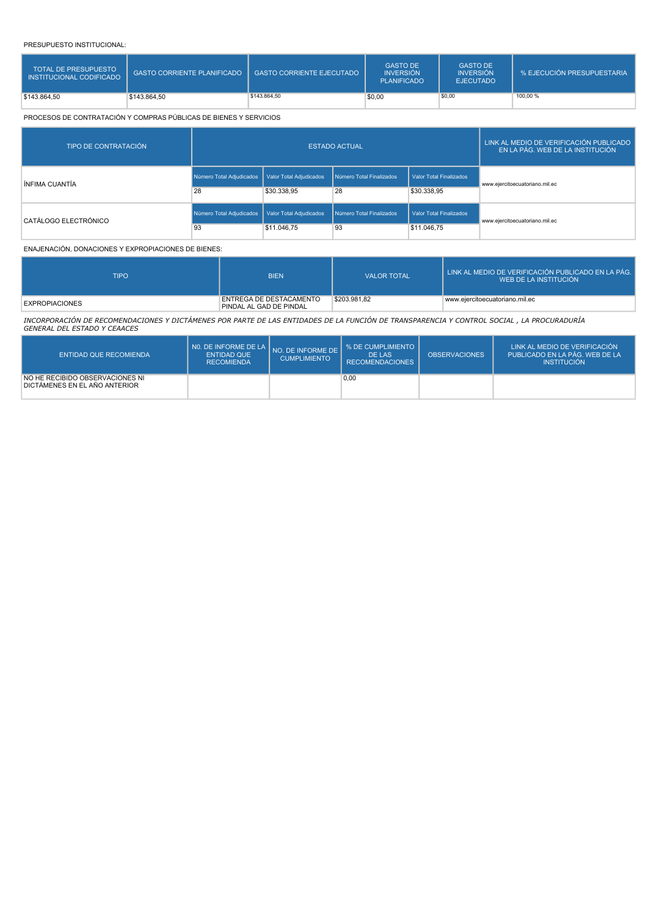PRESUPUESTO INSTITUCIONAL:

| TOTAL DE PRESUPUESTO INSTITUCIONAL CODIFICADO | GASTO CORRIENTE PLANIFICADO | GASTO CORRIENTE EJECUTADO | GASTO DE INVERSIÓN PLANIFICADO | GASTO DE INVERSIÓN EJECUTADO | % EJECUCIÓN PRESUPUESTARIA |
|---|---|---|---|---|---|
| $143.864,50 | $143.864,50 | $143.864,50 | $0,00 | $0,00 | 100,00 % |

PROCESOS DE CONTRATACIÓN Y COMPRAS PÚBLICAS DE BIENES Y SERVICIOS

| TIPO DE CONTRATACIÓN | ESTADO ACTUAL | | | | LINK AL MEDIO DE VERIFICACIÓN PUBLICADO EN LA PÁG. WEB DE LA INSTITUCIÓN |
|---|---|---|---|---|---|
| | Número Total Adjudicados | Valor Total Adjudicados | Número Total Finalizados | Valor Total Finalizados | |
| ÍNFIMA CUANTÍA | 28 | $30.338,95 | 28 | $30.338,95 | www.ejercitoecuatoriano.mil.ec |
| CATÁLOGO ELECTRÓNICO | 93 | $11.046,75 | 93 | $11.046,75 | www.ejercitoecuatoriano.mil.ec |

ENAJENACIÓN, DONACIONES Y EXPROPIACIONES DE BIENES:

| TIPO | BIEN | VALOR TOTAL | LINK AL MEDIO DE VERIFICACIÓN PUBLICADO EN LA PÁG. WEB DE LA INSTITUCIÓN |
|---|---|---|---|
| EXPROPIACIONES | ENTREGA DE DESTACAMENTO PINDAL AL GAD DE PINDAL | $203.981,82 | www.ejercitoecuatoriano.mil.ec |

*INCORPORACIÓN DE RECOMENDACIONES Y DICTÁMENES POR PARTE DE LAS ENTIDADES DE LA FUNCIÓN DE TRANSPARENCIA Y CONTROL SOCIAL , LA PROCURADURÍA GENERAL DEL ESTADO Y CEAACES*

| ENTIDAD QUE RECOMIENDA | N0. DE INFORME DE LA ENTIDAD QUE RECOMIENDA | NO. DE INFORME DE CUMPLIMIENTO | % DE CUMPLIMIENTO DE LAS RECOMENDACIONES | OBSERVACIONES | LINK AL MEDIO DE VERIFICACIÓN PUBLICADO EN LA PÁG. WEB DE LA INSTITUCIÓN |
|---|---|---|---|---|---|
| NO HE RECIBIDO OBSERVACIONES NI DICTÁMENES EN EL AÑO ANTERIOR | | | 0,00 | | |